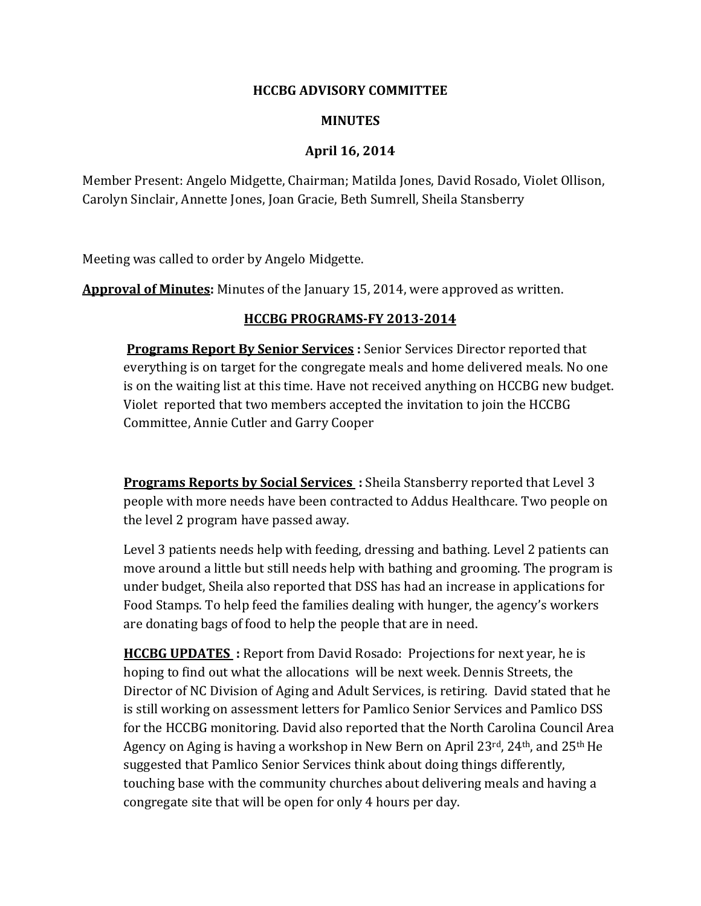**HCCBG ADVISORY COMMITTEE**

**MINUTES**

**April 16, 2014**

Member Present: Angelo Midgette, Chairman; Matilda Jones, David Rosado, Violet Ollison, Carolyn Sinclair, Annette Jones, Joan Gracie, Beth Sumrell, Sheila Stansberry

Meeting was called to order by Angelo Midgette.

**Approval of Minutes:** Minutes of the January 15, 2014, were approved as written.

**HCCBG PROGRAMS-FY 2013-2014**

**Programs Report By Senior Services :** Senior Services Director reported that everything is on target for the congregate meals and home delivered meals. No one is on the waiting list at this time. Have not received anything on HCCBG new budget. Violet reported that two members accepted the invitation to join the HCCBG Committee, Annie Cutler and Garry Cooper

**Programs Reports by Social Services :** Sheila Stansberry reported that Level 3 people with more needs have been contracted to Addus Healthcare. Two people on the level 2 program have passed away.

Level 3 patients needs help with feeding, dressing and bathing. Level 2 patients can move around a little but still needs help with bathing and grooming. The program is under budget, Sheila also reported that DSS has had an increase in applications for Food Stamps. To help feed the families dealing with hunger, the agency's workers are donating bags of food to help the people that are in need.

**HCCBG UPDATES :** Report from David Rosado: Projections for next year, he is hoping to find out what the allocations will be next week. Dennis Streets, the Director of NC Division of Aging and Adult Services, is retiring. David stated that he is still working on assessment letters for Pamlico Senior Services and Pamlico DSS for the HCCBG monitoring. David also reported that the North Carolina Council Area Agency on Aging is having a workshop in New Bern on April 23rd, 24th, and 25th He suggested that Pamlico Senior Services think about doing things differently, touching base with the community churches about delivering meals and having a congregate site that will be open for only 4 hours per day.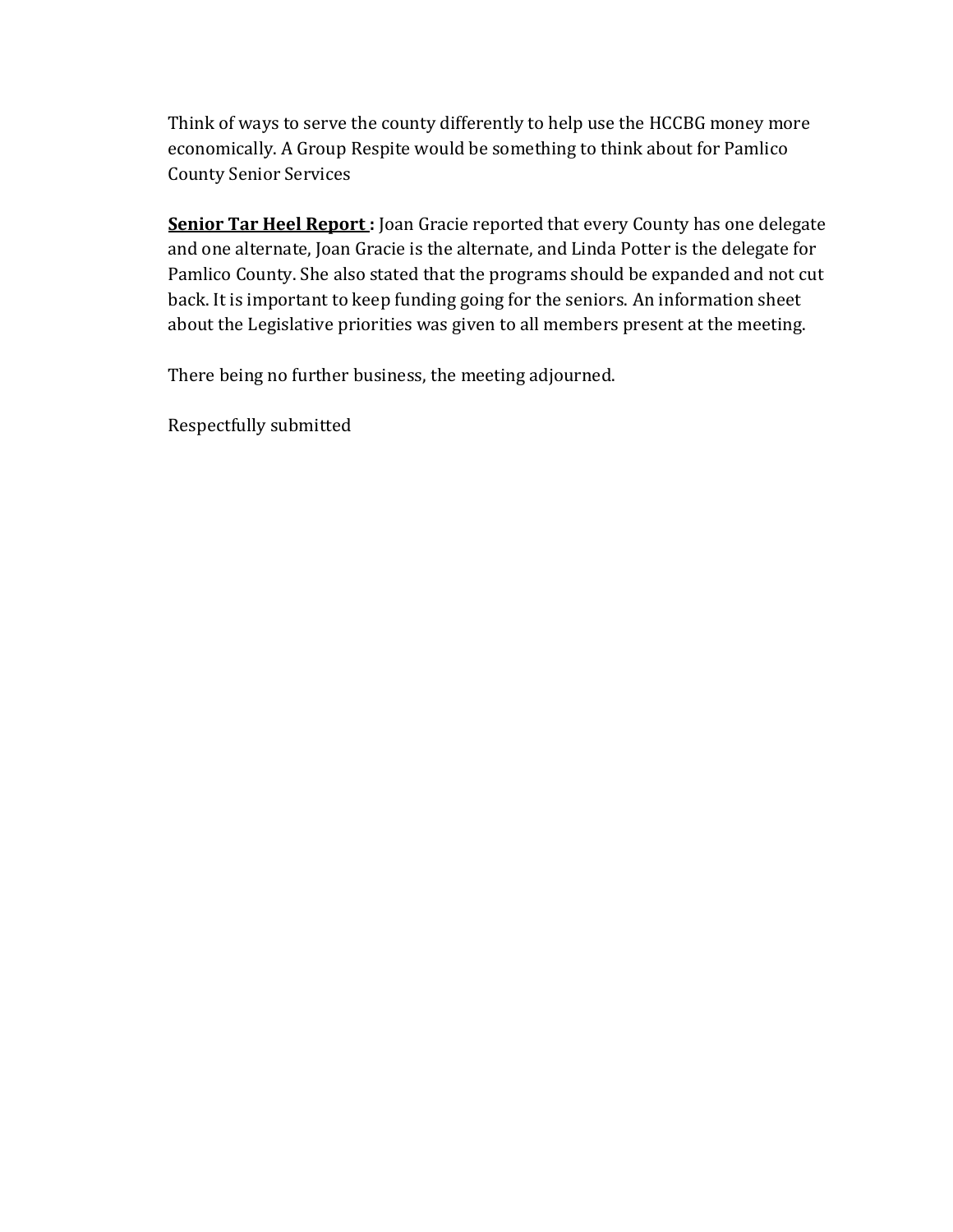Think of ways to serve the county differently to help use the HCCBG money more economically. A Group Respite would be something to think about for Pamlico County Senior Services

**Senior Tar Heel Report :** Joan Gracie reported that every County has one delegate and one alternate, Joan Gracie is the alternate, and Linda Potter is the delegate for Pamlico County. She also stated that the programs should be expanded and not cut back. It is important to keep funding going for the seniors. An information sheet about the Legislative priorities was given to all members present at the meeting.

There being no further business, the meeting adjourned.

Respectfully submitted